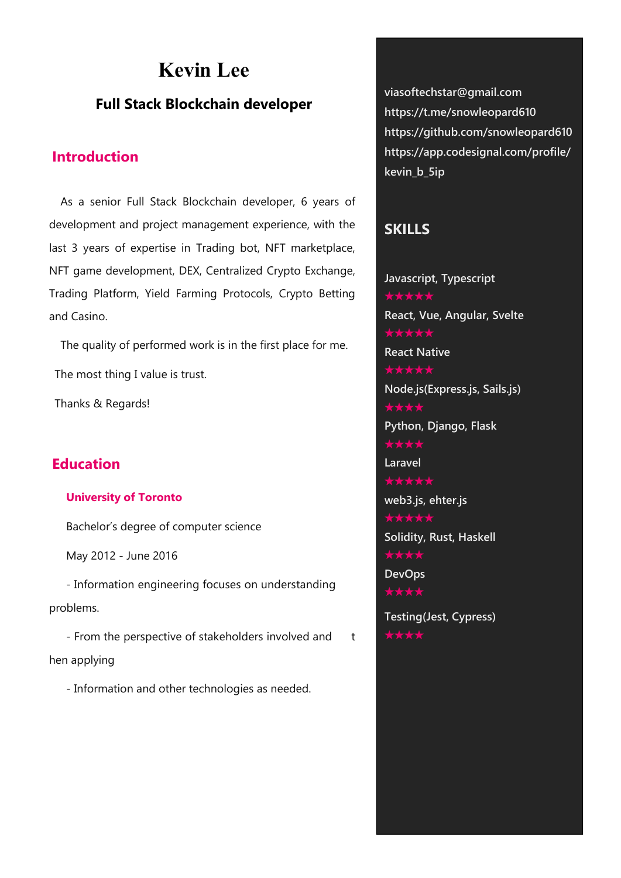# Kevin Lee

### Full Stack Blockchain developer

## Introduction

As a senior Full Stack Blockchain developer, 6 years of development and project management experience, with the last 3 years of expertise in Trading bot, NFT marketplace, NFT game development, DEX, Centralized Crypto Exchange, Trading Platform, Yield Farming Protocols, Crypto Betting and Casino.

The quality of performed work is in the first place for me.

The most thing I value is trust.

Thanks & Regards!

## Education

### University of Toronto

Bachelor's degree of computer science

May 2012 - June 2016

- Information engineering focuses on understanding problems.

- From the perspective of stakeholders involved and t hen applying

- Information and other technologies as needed.

viasoftechstar@gmail.com
https://t.me/snowleopard610
https://github.com/snowleopard610
https://app.codesignal.com/profile/kevin_b_5ip

## SKILLS

Javascript, Typescript
★★★★★

React, Vue, Angular, Svelte
★★★★★

React Native
★★★★★

Node.js(Express.js, Sails.js)
★★★★

Python, Django, Flask
★★★★

Laravel
★★★★★

web3.js, ehter.js
★★★★★

Solidity, Rust, Haskell
★★★★

DevOps
★★★★

Testing(Jest, Cypress)
★★★★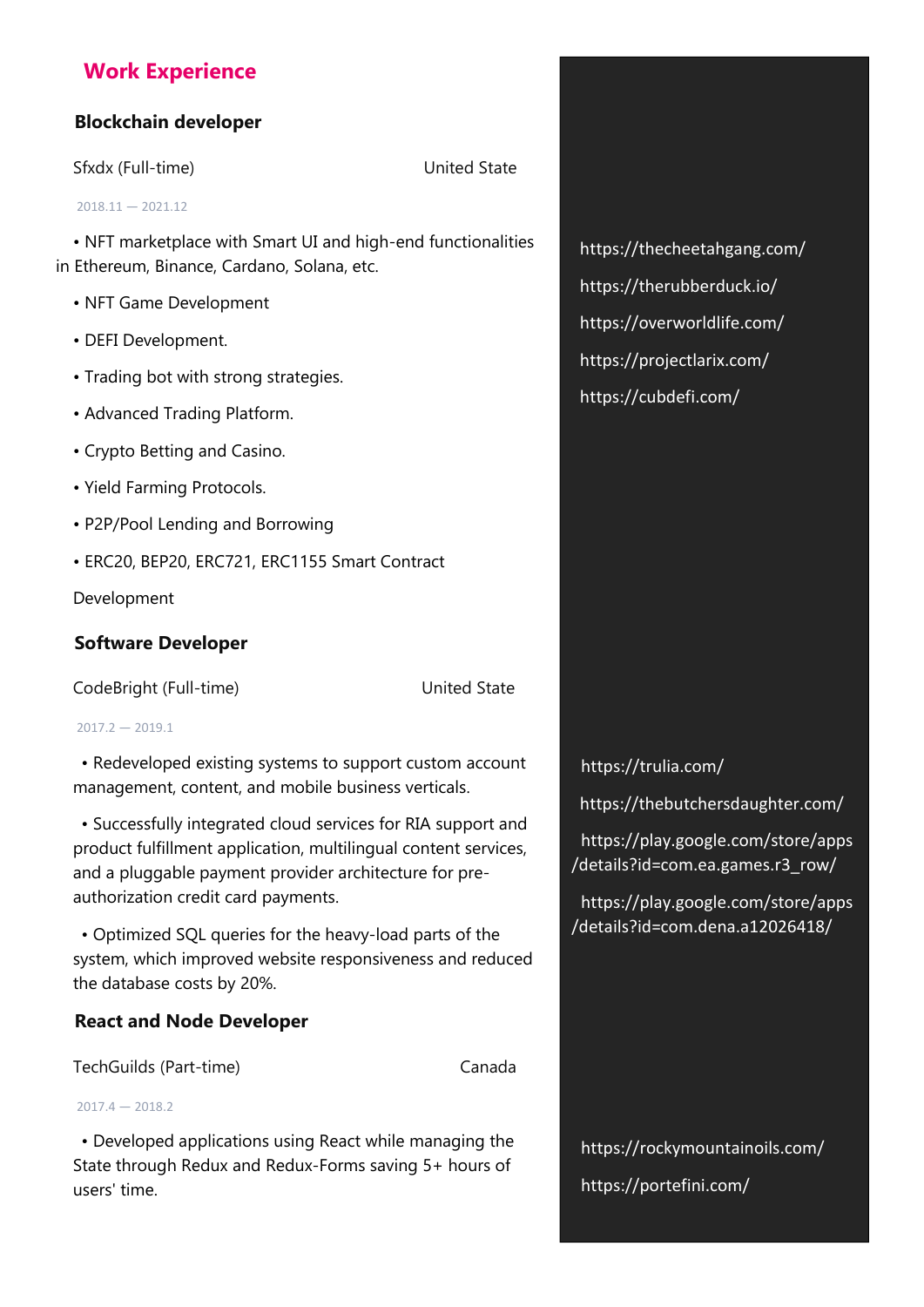## Work Experience

### Blockchain developer

Sfxdx (Full-time) United State

2018.11 — 2021.12

- NFT marketplace with Smart UI and high-end functionalities in Ethereum, Binance, Cardano, Solana, etc.
- NFT Game Development
- DEFI Development.
- Trading bot with strong strategies.
- Advanced Trading Platform.
- Crypto Betting and Casino.
- Yield Farming Protocols.
- P2P/Pool Lending and Borrowing
- ERC20, BEP20, ERC721, ERC1155 Smart Contract Development

https://thecheetahgang.com/

https://therubberduck.io/

https://overworldlife.com/

https://projectlarix.com/

https://cubdefi.com/

### Software Developer

CodeBright (Full-time) United State

2017.2 — 2019.1

- Redeveloped existing systems to support custom account management, content, and mobile business verticals.
- Successfully integrated cloud services for RIA support and product fulfillment application, multilingual content services, and a pluggable payment provider architecture for pre-authorization credit card payments.
- Optimized SQL queries for the heavy-load parts of the system, which improved website responsiveness and reduced the database costs by 20%.

https://trulia.com/

https://thebutchersdaughter.com/

https://play.google.com/store/apps/details?id=com.ea.games.r3_row/

https://play.google.com/store/apps/details?id=com.dena.a12026418/

### React and Node Developer

TechGuilds (Part-time) Canada

2017.4 — 2018.2

- Developed applications using React while managing the State through Redux and Redux-Forms saving 5+ hours of users' time.

https://rockymountainoils.com/

https://portefini.com/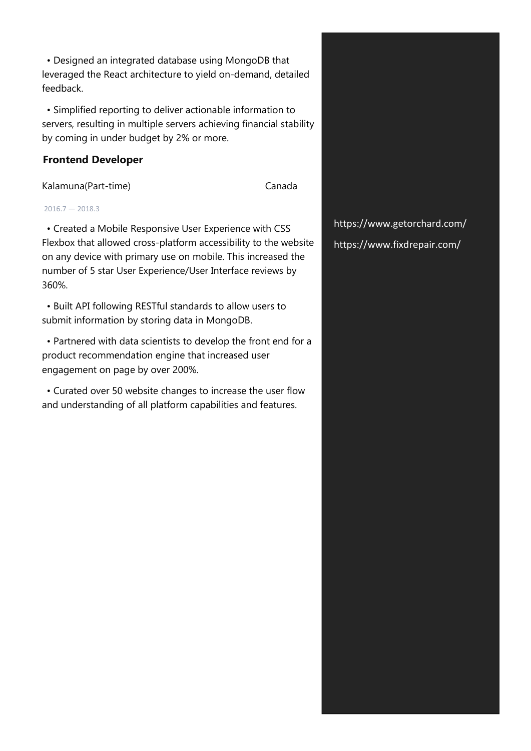- Designed an integrated database using MongoDB that leveraged the React architecture to yield on-demand, detailed feedback.
- Simplified reporting to deliver actionable information to servers, resulting in multiple servers achieving financial stability by coming in under budget by 2% or more.

### Frontend Developer

Kalamuna(Part-time) Canada

2016.7 — 2018.3

- Created a Mobile Responsive User Experience with CSS Flexbox that allowed cross-platform accessibility to the website on any device with primary use on mobile. This increased the number of 5 star User Experience/User Interface reviews by 360%.
- Built API following RESTful standards to allow users to submit information by storing data in MongoDB.
- Partnered with data scientists to develop the front end for a product recommendation engine that increased user engagement on page by over 200%.
- Curated over 50 website changes to increase the user flow and understanding of all platform capabilities and features.

https://www.getorchard.com/

https://www.fixdrepair.com/